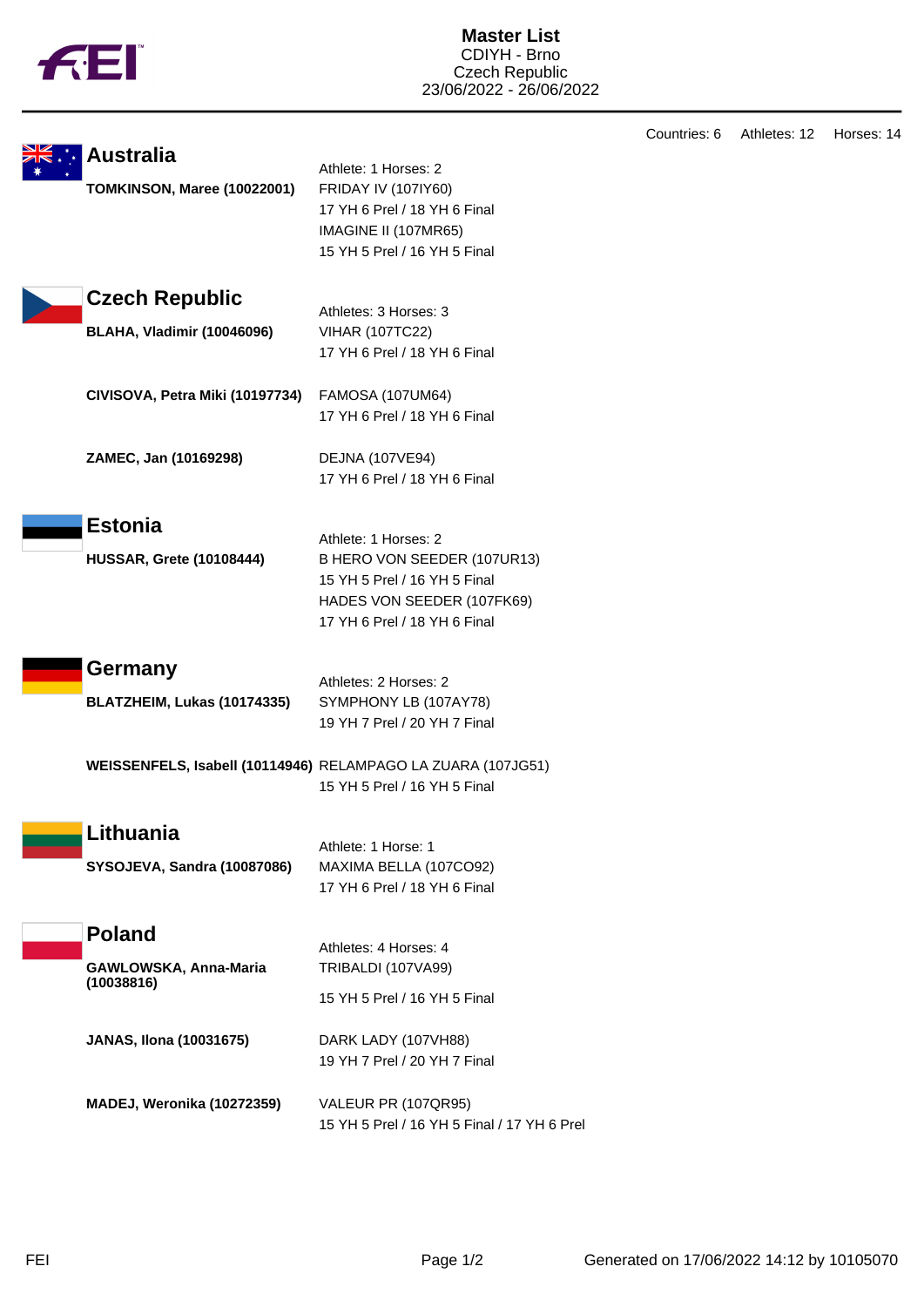# Master List

CDIYH - Brno
Czech Republic
23/06/2022 - 26/06/2022

Countries: 6 Athletes: 12 Horses: 14

## Australia

Athlete: 1 Horses: 2

**TOMKINSON, Maree (10022001)**
FRIDAY IV (107IY60)
17 YH 6 Prel / 18 YH 6 Final
IMAGINE II (107MR65)
15 YH 5 Prel / 16 YH 5 Final

## Czech Republic

Athletes: 3 Horses: 3

**BLAHA, Vladimir (10046096)**
VIHAR (107TC22)
17 YH 6 Prel / 18 YH 6 Final

**CIVISOVA, Petra Miki (10197734)**
FAMOSA (107UM64)
17 YH 6 Prel / 18 YH 6 Final

**ZAMEC, Jan (10169298)**
DEJNA (107VE94)
17 YH 6 Prel / 18 YH 6 Final

## Estonia

Athlete: 1 Horses: 2

**HUSSAR, Grete (10108444)**
B HERO VON SEEDER (107UR13)
15 YH 5 Prel / 16 YH 5 Final
HADES VON SEEDER (107FK69)
17 YH 6 Prel / 18 YH 6 Final

## Germany

Athletes: 2 Horses: 2

**BLATZHEIM, Lukas (10174335)**
SYMPHONY LB (107AY78)
19 YH 7 Prel / 20 YH 7 Final

**WEISSENFELS, Isabell (10114946)**
RELAMPAGO LA ZUARA (107JG51)
15 YH 5 Prel / 16 YH 5 Final

## Lithuania

Athlete: 1 Horse: 1

**SYSOJEVA, Sandra (10087086)**
MAXIMA BELLA (107CO92)
17 YH 6 Prel / 18 YH 6 Final

## Poland

Athletes: 4 Horses: 4

**GAWLOWSKA, Anna-Maria (10038816)**
TRIBALDI (107VA99)
15 YH 5 Prel / 16 YH 5 Final

**JANAS, Ilona (10031675)**
DARK LADY (107VH88)
19 YH 7 Prel / 20 YH 7 Final

**MADEJ, Weronika (10272359)**
VALEUR PR (107QR95)
15 YH 5 Prel / 16 YH 5 Final / 17 YH 6 Prel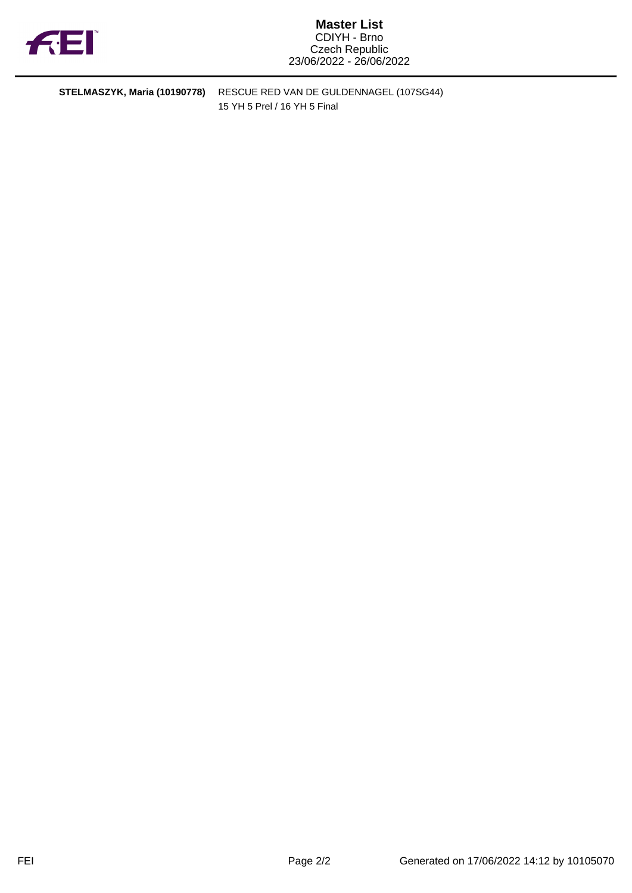**STELMASZYK, Maria (10190778)** RESCUE RED VAN DE GULDENNAGEL (107SG44)
15 YH 5 Prel / 16 YH 5 Final